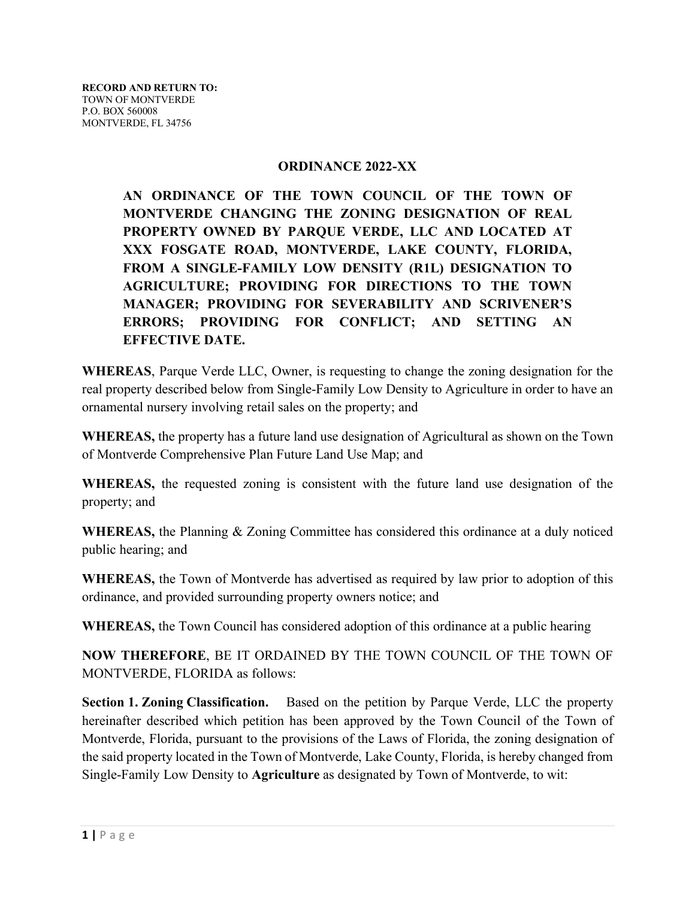**RECORD AND RETURN TO:**
TOWN OF MONTVERDE
P.O. BOX 560008
MONTVERDE, FL 34756

# ORDINANCE 2022-XX

**AN ORDINANCE OF THE TOWN COUNCIL OF THE TOWN OF MONTVERDE CHANGING THE ZONING DESIGNATION OF REAL PROPERTY OWNED BY PARQUE VERDE, LLC AND LOCATED AT XXX FOSGATE ROAD, MONTVERDE, LAKE COUNTY, FLORIDA, FROM A SINGLE-FAMILY LOW DENSITY (R1L) DESIGNATION TO AGRICULTURE; PROVIDING FOR DIRECTIONS TO THE TOWN MANAGER; PROVIDING FOR SEVERABILITY AND SCRIVENER'S ERRORS; PROVIDING FOR CONFLICT; AND SETTING AN EFFECTIVE DATE.**

**WHEREAS**, Parque Verde LLC, Owner, is requesting to change the zoning designation for the real property described below from Single-Family Low Density to Agriculture in order to have an ornamental nursery involving retail sales on the property; and

**WHEREAS,** the property has a future land use designation of Agricultural as shown on the Town of Montverde Comprehensive Plan Future Land Use Map; and

**WHEREAS,** the requested zoning is consistent with the future land use designation of the property; and

**WHEREAS,** the Planning & Zoning Committee has considered this ordinance at a duly noticed public hearing; and

**WHEREAS,** the Town of Montverde has advertised as required by law prior to adoption of this ordinance, and provided surrounding property owners notice; and

**WHEREAS,** the Town Council has considered adoption of this ordinance at a public hearing

**NOW THEREFORE**, BE IT ORDAINED BY THE TOWN COUNCIL OF THE TOWN OF MONTVERDE, FLORIDA as follows:

**Section 1. Zoning Classification.** Based on the petition by Parque Verde, LLC the property hereinafter described which petition has been approved by the Town Council of the Town of Montverde, Florida, pursuant to the provisions of the Laws of Florida, the zoning designation of the said property located in the Town of Montverde, Lake County, Florida, is hereby changed from Single-Family Low Density to **Agriculture** as designated by Town of Montverde, to wit: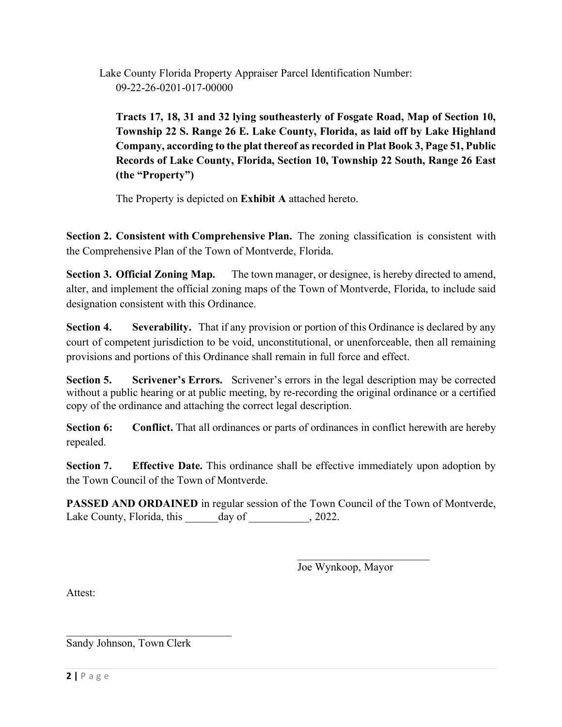Lake County Florida Property Appraiser Parcel Identification Number:
09-22-26-0201-017-00000

**Tracts 17, 18, 31 and 32 lying southeasterly of Fosgate Road, Map of Section 10, Township 22 S. Range 26 E. Lake County, Florida, as laid off by Lake Highland Company, according to the plat thereof as recorded in Plat Book 3, Page 51, Public Records of Lake County, Florida, Section 10, Township 22 South, Range 26 East (the "Property")**

The Property is depicted on **Exhibit A** attached hereto.

**Section 2. Consistent with Comprehensive Plan.** The zoning classification is consistent with the Comprehensive Plan of the Town of Montverde, Florida.

**Section 3. Official Zoning Map.** The town manager, or designee, is hereby directed to amend, alter, and implement the official zoning maps of the Town of Montverde, Florida, to include said designation consistent with this Ordinance.

**Section 4. Severability.** That if any provision or portion of this Ordinance is declared by any court of competent jurisdiction to be void, unconstitutional, or unenforceable, then all remaining provisions and portions of this Ordinance shall remain in full force and effect.

**Section 5. Scrivener's Errors.** Scrivener's errors in the legal description may be corrected without a public hearing or at public meeting, by re-recording the original ordinance or a certified copy of the ordinance and attaching the correct legal description.

**Section 6: Conflict.** That all ordinances or parts of ordinances in conflict herewith are hereby repealed.

**Section 7. Effective Date.** This ordinance shall be effective immediately upon adoption by the Town Council of the Town of Montverde.

**PASSED AND ORDAINED** in regular session of the Town Council of the Town of Montverde, Lake County, Florida, this ______day of ___________, 2022.

_________________________
Joe Wynkoop, Mayor

Attest:

_______________________________
Sandy Johnson, Town Clerk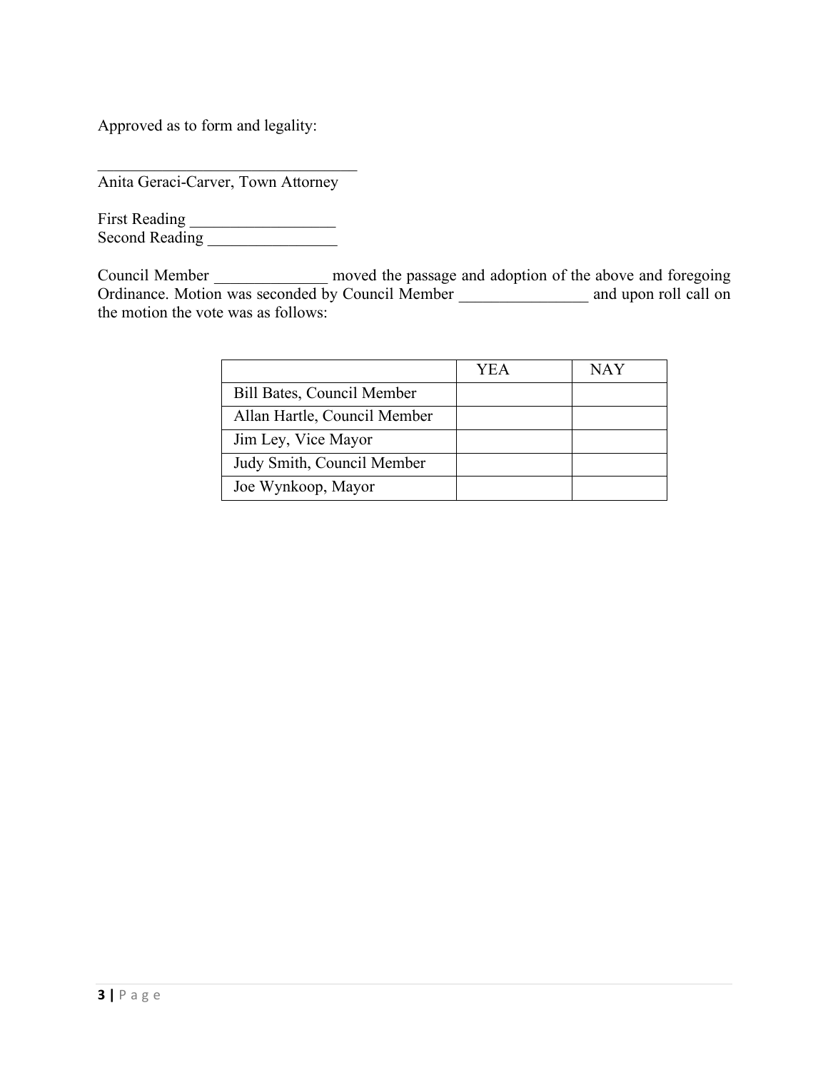Approved as to form and legality:

________________________________
Anita Geraci-Carver, Town Attorney

First Reading __________________
Second Reading ________________

Council Member ______________ moved the passage and adoption of the above and foregoing Ordinance. Motion was seconded by Council Member ________________ and upon roll call on the motion the vote was as follows:

| | YEA | NAY |
|---|---|---|
| Bill Bates, Council Member | | |
| Allan Hartle, Council Member | | |
| Jim Ley, Vice Mayor | | |
| Judy Smith, Council Member | | |
| Joe Wynkoop, Mayor | | |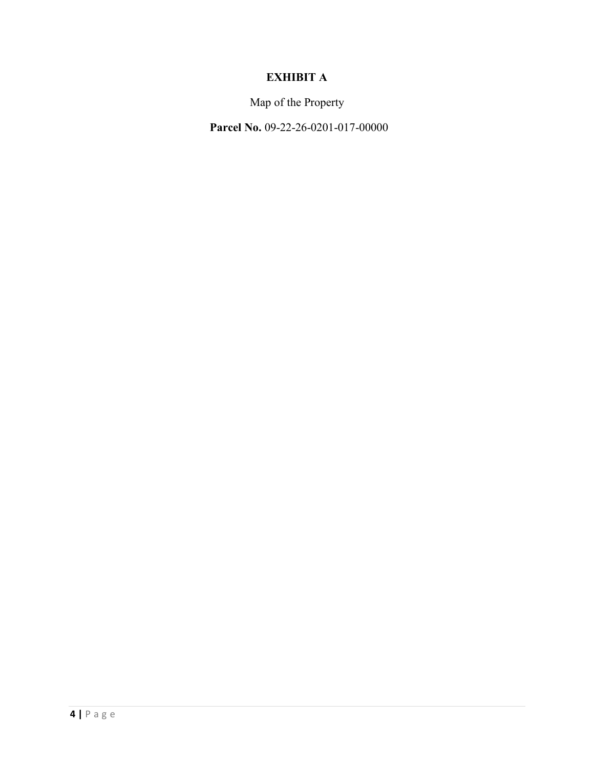# EXHIBIT A

Map of the Property

**Parcel No.** 09-22-26-0201-017-00000